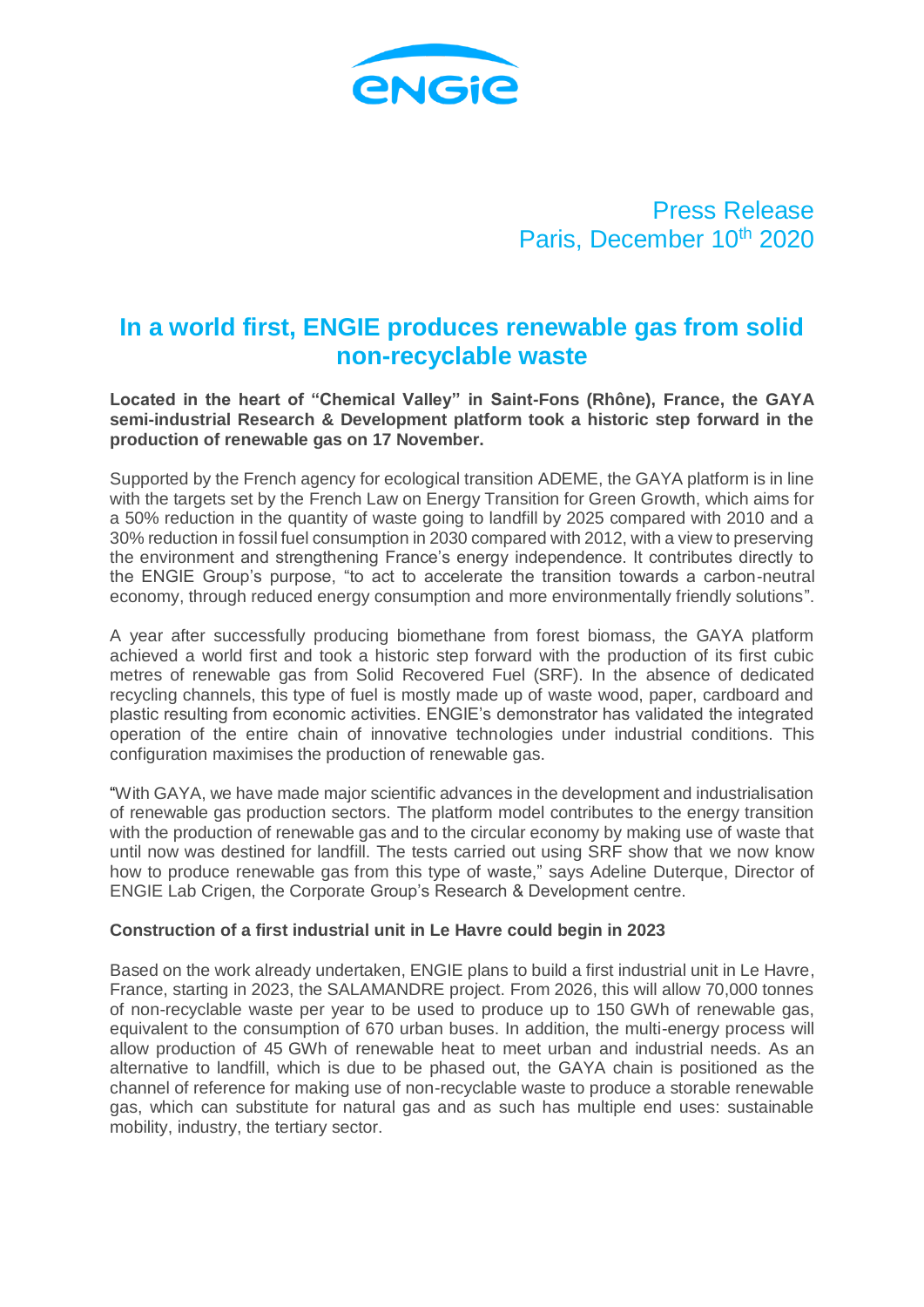engie

Press Release
Paris, December 10th 2020

# In a world first, ENGIE produces renewable gas from solid non-recyclable waste

**Located in the heart of "Chemical Valley" in Saint-Fons (Rhône), France, the GAYA semi-industrial Research & Development platform took a historic step forward in the production of renewable gas on 17 November.**

Supported by the French agency for ecological transition ADEME, the GAYA platform is in line with the targets set by the French Law on Energy Transition for Green Growth, which aims for a 50% reduction in the quantity of waste going to landfill by 2025 compared with 2010 and a 30% reduction in fossil fuel consumption in 2030 compared with 2012, with a view to preserving the environment and strengthening France's energy independence. It contributes directly to the ENGIE Group's purpose, "to act to accelerate the transition towards a carbon-neutral economy, through reduced energy consumption and more environmentally friendly solutions".

A year after successfully producing biomethane from forest biomass, the GAYA platform achieved a world first and took a historic step forward with the production of its first cubic metres of renewable gas from Solid Recovered Fuel (SRF). In the absence of dedicated recycling channels, this type of fuel is mostly made up of waste wood, paper, cardboard and plastic resulting from economic activities. ENGIE's demonstrator has validated the integrated operation of the entire chain of innovative technologies under industrial conditions. This configuration maximises the production of renewable gas.

"With GAYA, we have made major scientific advances in the development and industrialisation of renewable gas production sectors. The platform model contributes to the energy transition with the production of renewable gas and to the circular economy by making use of waste that until now was destined for landfill. The tests carried out using SRF show that we now know how to produce renewable gas from this type of waste," says Adeline Duterque, Director of ENGIE Lab Crigen, the Corporate Group's Research & Development centre.

**Construction of a first industrial unit in Le Havre could begin in 2023**

Based on the work already undertaken, ENGIE plans to build a first industrial unit in Le Havre, France, starting in 2023, the SALAMANDRE project. From 2026, this will allow 70,000 tonnes of non-recyclable waste per year to be used to produce up to 150 GWh of renewable gas, equivalent to the consumption of 670 urban buses. In addition, the multi-energy process will allow production of 45 GWh of renewable heat to meet urban and industrial needs. As an alternative to landfill, which is due to be phased out, the GAYA chain is positioned as the channel of reference for making use of non-recyclable waste to produce a storable renewable gas, which can substitute for natural gas and as such has multiple end uses: sustainable mobility, industry, the tertiary sector.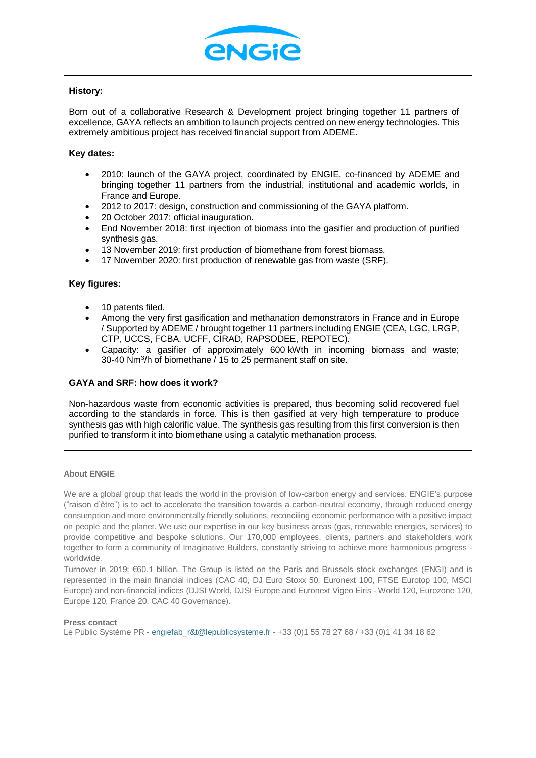**History:**

Born out of a collaborative Research & Development project bringing together 11 partners of excellence, GAYA reflects an ambition to launch projects centred on new energy technologies. This extremely ambitious project has received financial support from ADEME.

**Key dates:**

- 2010: launch of the GAYA project, coordinated by ENGIE, co-financed by ADEME and bringing together 11 partners from the industrial, institutional and academic worlds, in France and Europe.
- 2012 to 2017: design, construction and commissioning of the GAYA platform.
- 20 October 2017: official inauguration.
- End November 2018: first injection of biomass into the gasifier and production of purified synthesis gas.
- 13 November 2019: first production of biomethane from forest biomass.
- 17 November 2020: first production of renewable gas from waste (SRF).

**Key figures:**

- 10 patents filed.
- Among the very first gasification and methanation demonstrators in France and in Europe / Supported by ADEME / brought together 11 partners including ENGIE (CEA, LGC, LRGP, CTP, UCCS, FCBA, UCFF, CIRAD, RAPSODEE, REPOTEC).
- Capacity: a gasifier of approximately 600 kWth in incoming biomass and waste; 30-40 $Nm^3/h$ of biomethane / 15 to 25 permanent staff on site.

**GAYA and SRF: how does it work?**

Non-hazardous waste from economic activities is prepared, thus becoming solid recovered fuel according to the standards in force. This is then gasified at very high temperature to produce synthesis gas with high calorific value. The synthesis gas resulting from this first conversion is then purified to transform it into biomethane using a catalytic methanation process.

**About ENGIE**

We are a global group that leads the world in the provision of low-carbon energy and services. ENGIE's purpose ("raison d'être") is to act to accelerate the transition towards a carbon-neutral economy, through reduced energy consumption and more environmentally friendly solutions, reconciling economic performance with a positive impact on people and the planet. We use our expertise in our key business areas (gas, renewable energies, services) to provide competitive and bespoke solutions. Our 170,000 employees, clients, partners and stakeholders work together to form a community of Imaginative Builders, constantly striving to achieve more harmonious progress - worldwide.

Turnover in 2019: €60.1 billion. The Group is listed on the Paris and Brussels stock exchanges (ENGI) and is represented in the main financial indices (CAC 40, DJ Euro Stoxx 50, Euronext 100, FTSE Eurotop 100, MSCI Europe) and non-financial indices (DJSI World, DJSI Europe and Euronext Vigeo Eiris - World 120, Eurozone 120, Europe 120, France 20, CAC 40 Governance).

**Press contact**

Le Public Système PR - engiefab_r&t@lepublicsysteme.fr - +33 (0)1 55 78 27 68 / +33 (0)1 41 34 18 62